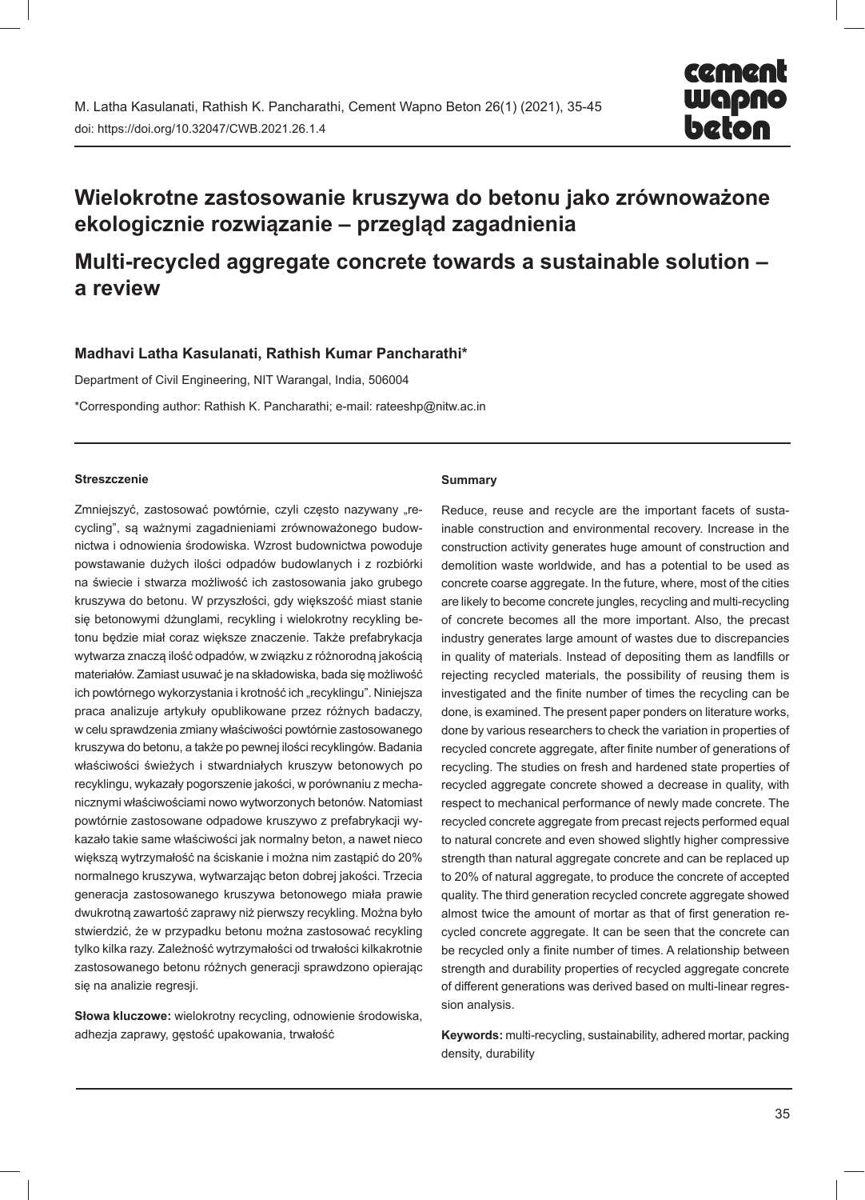M. Latha Kasulanati, Rathish K. Pancharathi, Cement Wapno Beton 26(1) (2021), 35-45
doi: https://doi.org/10.32047/CWB.2021.26.1.4

# Wielokrotne zastosowanie kruszywa do betonu jako zrównoważone ekologicznie rozwiązanie – przegląd zagadnienia

# Multi-recycled aggregate concrete towards a sustainable solution – a review

**Madhavi Latha Kasulanati, Rathish Kumar Pancharathi***

Department of Civil Engineering, NIT Warangal, India, 506004

*Corresponding author: Rathish K. Pancharathi; e-mail: rateeshp@nitw.ac.in

#### Streszczenie

Zmniejszyć, zastosować powtórnie, czyli często nazywany „recycling", są ważnymi zagadnieniami zrównoważonego budownictwa i odnowienia środowiska. Wzrost budownictwa powoduje powstawanie dużych ilości odpadów budowlanych i z rozbiórki na świecie i stwarza możliwość ich zastosowania jako grubego kruszywa do betonu. W przyszłości, gdy większość miast stanie się betonowymi dżunglami, recykling i wielokrotny recykling betonu będzie miał coraz większe znaczenie. Także prefabrykacja wytwarza znaczą ilość odpadów, w związku z różnorodną jakością materiałów. Zamiast usuwać je na składowiska, bada się możliwość ich powtórnego wykorzystania i krotność ich „recyklingu". Niniejsza praca analizuje artykuły opublikowane przez różnych badaczy, w celu sprawdzenia zmiany właściwości powtórnie zastosowanego kruszywa do betonu, a także po pewnej ilości recyklingów. Badania właściwości świeżych i stwardniałych kruszyw betonowych po recyklingu, wykazały pogorszenie jakości, w porównaniu z mechanicznymi właściwościami nowo wytworzonych betonów. Natomiast powtórnie zastosowane odpadowe kruszywo z prefabrykacji wykazało takie same właściwości jak normalny beton, a nawet nieco większą wytrzymałość na ściskanie i można nim zastąpić do 20% normalnego kruszywa, wytwarzając beton dobrej jakości. Trzecia generacja zastosowanego kruszywa betonowego miała prawie dwukrotną zawartość zaprawy niż pierwszy recykling. Można było stwierdzić, że w przypadku betonu można zastosować recykling tylko kilka razy. Zależność wytrzymałości od trwałości kilkakrotnie zastosowanego betonu różnych generacji sprawdzono opierając się na analizie regresji.

**Słowa kluczowe:** wielokrotny recycling, odnowienie środowiska, adhezja zaprawy, gęstość upakowania, trwałość

#### Summary

Reduce, reuse and recycle are the important facets of sustainable construction and environmental recovery. Increase in the construction activity generates huge amount of construction and demolition waste worldwide, and has a potential to be used as concrete coarse aggregate. In the future, where, most of the cities are likely to become concrete jungles, recycling and multi-recycling of concrete becomes all the more important. Also, the precast industry generates large amount of wastes due to discrepancies in quality of materials. Instead of depositing them as landfills or rejecting recycled materials, the possibility of reusing them is investigated and the finite number of times the recycling can be done, is examined. The present paper ponders on literature works, done by various researchers to check the variation in properties of recycled concrete aggregate, after finite number of generations of recycling. The studies on fresh and hardened state properties of recycled aggregate concrete showed a decrease in quality, with respect to mechanical performance of newly made concrete. The recycled concrete aggregate from precast rejects performed equal to natural concrete and even showed slightly higher compressive strength than natural aggregate concrete and can be replaced up to 20% of natural aggregate, to produce the concrete of accepted quality. The third generation recycled concrete aggregate showed almost twice the amount of mortar as that of first generation recycled concrete aggregate. It can be seen that the concrete can be recycled only a finite number of times. A relationship between strength and durability properties of recycled aggregate concrete of different generations was derived based on multi-linear regression analysis.

**Keywords:** multi-recycling, sustainability, adhered mortar, packing density, durability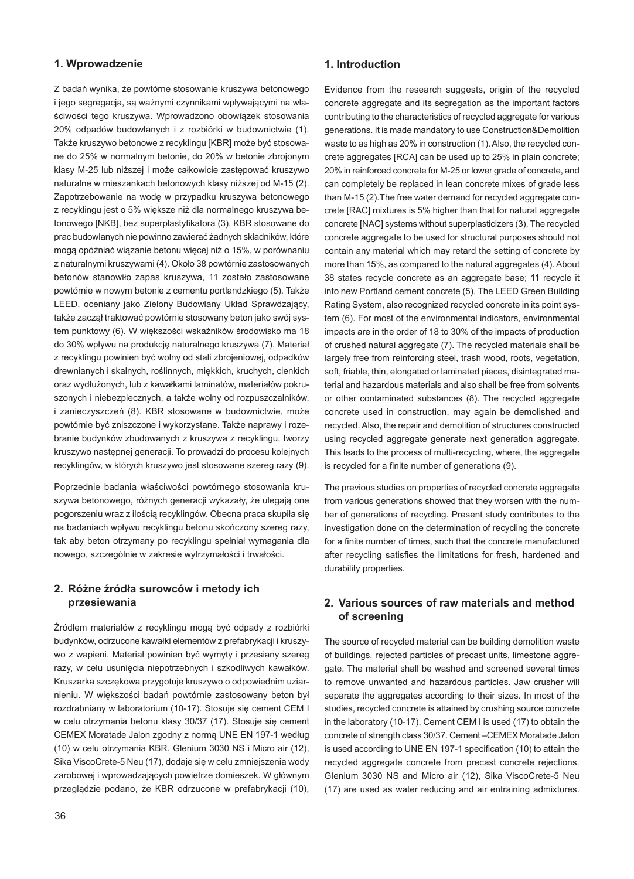## 1. Wprowadzenie

Z badań wynika, że powtórne stosowanie kruszywa betonowego i jego segregacja, są ważnymi czynnikami wpływającymi na właściwości tego kruszywa. Wprowadzono obowiązek stosowania 20% odpadów budowlanych i z rozbiórki w budownictwie (1). Także kruszywo betonowe z recyklingu [KBR] może być stosowane do 25% w normalnym betonie, do 20% w betonie zbrojonym klasy M-25 lub niższej i może całkowicie zastępować kruszywo naturalne w mieszankach betonowych klasy niższej od M-15 (2). Zapotrzebowanie na wodę w przypadku kruszywa betonowego z recyklingu jest o 5% większe niż dla normalnego kruszywa betonowego [NKB], bez superplastyfikatora (3). KBR stosowane do prac budowlanych nie powinno zawierać żadnych składników, które mogą opóźniać wiązanie betonu więcej niż o 15%, w porównaniu z naturalnymi kruszywami (4). Około 38 powtórnie zastosowanych betonów stanowiło zapas kruszywa, 11 zostało zastosowane powtórnie w nowym betonie z cementu portlandzkiego (5). Także LEED, oceniany jako Zielony Budowlany Układ Sprawdzający, także zaczął traktować powtórnie stosowany beton jako swój system punktowy (6). W większości wskaźników środowisko ma 18 do 30% wpływu na produkcję naturalnego kruszywa (7). Materiał z recyklingu powinien być wolny od stali zbrojeniowej, odpadków drewnianych i skalnych, roślinnych, miękkich, kruchych, cienkich oraz wydłużonych, lub z kawałkami laminatów, materiałów pokruszonych i niebezpiecznych, a także wolny od rozpuszczalników, i zanieczyszczeń (8). KBR stosowane w budownictwie, może powtórnie być zniszczone i wykorzystane. Także naprawy i rozebranie budynków zbudowanych z kruszywa z recyklingu, tworzy kruszywo następnej generacji. To prowadzi do procesu kolejnych recyklingów, w których kruszywo jest stosowane szereg razy (9).

Poprzednie badania właściwości powtórnego stosowania kruszywa betonowego, różnych generacji wykazały, że ulegają one pogorszeniu wraz z ilością recyklingów. Obecna praca skupiła się na badaniach wpływu recyklingu betonu skończony szereg razy, tak aby beton otrzymany po recyklingu spełniał wymagania dla nowego, szczególnie w zakresie wytrzymałości i trwałości.

## 2. Różne źródła surowców i metody ich przesiewania

Źródłem materiałów z recyklingu mogą być odpady z rozbiórki budynków, odrzucone kawałki elementów z prefabrykacji i kruszywo z wapieni. Materiał powinien być wymyty i przesiany szereg razy, w celu usunięcia niepotrzebnych i szkodliwych kawałków. Kruszarka szczękowa przygotuje kruszywo o odpowiednim uziarnieniu. W większości badań powtórnie zastosowany beton był rozdrabniany w laboratorium (10-17). Stosuje się cement CEM I w celu otrzymania betonu klasy 30/37 (17). Stosuje się cement CEMEX Moratade Jalon zgodny z normą UNE EN 197-1 według (10) w celu otrzymania KBR. Glenium 3030 NS i Micro air (12), Sika ViscoCrete-5 Neu (17), dodaje się w celu zmniejszenia wody zarobowej i wprowadzających powietrze domieszek. W głównym przeglądzie podano, że KBR odrzucone w prefabrykacji (10),

## 1. Introduction

Evidence from the research suggests, origin of the recycled concrete aggregate and its segregation as the important factors contributing to the characteristics of recycled aggregate for various generations. It is made mandatory to use Construction&Demolition waste to as high as 20% in construction (1). Also, the recycled concrete aggregates [RCA] can be used up to 25% in plain concrete; 20% in reinforced concrete for M-25 or lower grade of concrete, and can completely be replaced in lean concrete mixes of grade less than M-15 (2). The free water demand for recycled aggregate concrete [RAC] mixtures is 5% higher than that for natural aggregate concrete [NAC] systems without superplasticizers (3). The recycled concrete aggregate to be used for structural purposes should not contain any material which may retard the setting of concrete by more than 15%, as compared to the natural aggregates (4). About 38 states recycle concrete as an aggregate base; 11 recycle it into new Portland cement concrete (5). The LEED Green Building Rating System, also recognized recycled concrete in its point system (6). For most of the environmental indicators, environmental impacts are in the order of 18 to 30% of the impacts of production of crushed natural aggregate (7). The recycled materials shall be largely free from reinforcing steel, trash wood, roots, vegetation, soft, friable, thin, elongated or laminated pieces, disintegrated material and hazardous materials and also shall be free from solvents or other contaminated substances (8). The recycled aggregate concrete used in construction, may again be demolished and recycled. Also, the repair and demolition of structures constructed using recycled aggregate generate next generation aggregate. This leads to the process of multi-recycling, where, the aggregate is recycled for a finite number of generations (9).

The previous studies on properties of recycled concrete aggregate from various generations showed that they worsen with the number of generations of recycling. Present study contributes to the investigation done on the determination of recycling the concrete for a finite number of times, such that the concrete manufactured after recycling satisfies the limitations for fresh, hardened and durability properties.

## 2. Various sources of raw materials and method of screening

The source of recycled material can be building demolition waste of buildings, rejected particles of precast units, limestone aggregate. The material shall be washed and screened several times to remove unwanted and hazardous particles. Jaw crusher will separate the aggregates according to their sizes. In most of the studies, recycled concrete is attained by crushing source concrete in the laboratory (10-17). Cement CEM I is used (17) to obtain the concrete of strength class 30/37. Cement –CEMEX Moratade Jalon is used according to UNE EN 197-1 specification (10) to attain the recycled aggregate concrete from precast concrete rejections. Glenium 3030 NS and Micro air (12), Sika ViscoCrete-5 Neu (17) are used as water reducing and air entraining admixtures.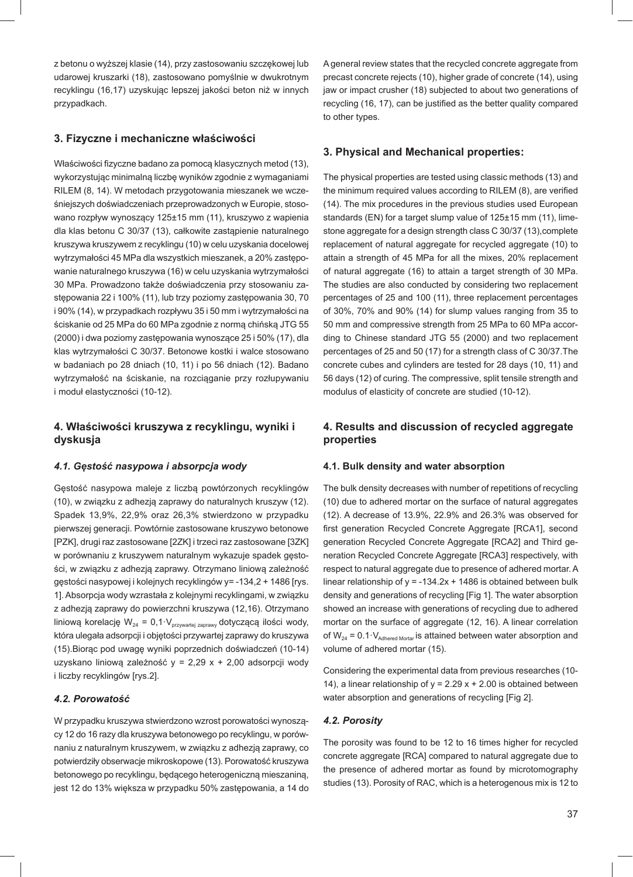z betonu o wyższej klasie (14), przy zastosowaniu szczękowej lub udarowej kruszarki (18), zastosowano pomyślnie w dwukrotnym recyklingu (16,17) uzyskując lepszej jakości beton niż w innych przypadkach.

## 3. Fizyczne i mechaniczne właściwości

Właściwości fizyczne badano za pomocą klasycznych metod (13), wykorzystując minimalną liczbę wyników zgodnie z wymaganiami RILEM (8, 14). W metodach przygotowania mieszanek we wcześniejszych doświadczeniach przeprowadzonych w Europie, stosowano rozpływ wynoszący 125±15 mm (11), kruszywo z wapienia dla klas betonu C 30/37 (13), całkowite zastąpienie naturalnego kruszywa kruszywem z recyklingu (10) w celu uzyskania docelowej wytrzymałości 45 MPa dla wszystkich mieszanek, a 20% zastępowanie naturalnego kruszywa (16) w celu uzyskania wytrzymałości 30 MPa. Prowadzono także doświadczenia przy stosowaniu zastępowania 22 i 100% (11), lub trzy poziomy zastępowania 30, 70 i 90% (14), w przypadkach rozpływu 35 i 50 mm i wytrzymałości na ściskanie od 25 MPa do 60 MPa zgodnie z normą chińską JTG 55 (2000) i dwa poziomy zastępowania wynoszące 25 i 50% (17), dla klas wytrzymałości C 30/37. Betonowe kostki i walce stosowano w badaniach po 28 dniach (10, 11) i po 56 dniach (12). Badano wytrzymałość na ściskanie, na rozciąganie przy rozłupywaniu i moduł elastyczności (10-12).

## 4. Właściwości kruszywa z recyklingu, wyniki i dyskusja

### *4.1. Gęstość nasypowa i absorpcja wody*

Gęstość nasypowa maleje z liczbą powtórzonych recyklingów (10), w związku z adhezją zaprawy do naturalnych kruszyw (12). Spadek 13,9%, 22,9% oraz 26,3% stwierdzono w przypadku pierwszej generacji. Powtórnie zastosowane kruszywo betonowe [PZK], drugi raz zastosowane [2ZK] i trzeci raz zastosowane [3ZK] w porównaniu z kruszywem naturalnym wykazuje spadek gęstości, w związku z adhezją zaprawy. Otrzymano liniową zależność gęstości nasypowej i kolejnych recyklingów y= -134,2 + 1486 [rys. 1]. Absorpcja wody wzrastała z kolejnymi recyklingami, w związku z adhezją zaprawy do powierzchni kruszywa (12,16). Otrzymano liniową korelację $W_{24} = 0,1 \cdot V_{przywartej\ zaprawy}$ dotyczącą ilości wody, która ulegała adsorpcji i objętości przywartej zaprawy do kruszywa (15).Biorąc pod uwagę wyniki poprzednich doświadczeń (10-14) uzyskano liniową zależność y = 2,29 x + 2,00 adsorpcji wody i liczby recyklingów [rys.2].

### *4.2. Porowatość*

W przypadku kruszywa stwierdzono wzrost porowatości wynoszący 12 do 16 razy dla kruszywa betonowego po recyklingu, w porównaniu z naturalnym kruszywem, w związku z adhezją zaprawy, co potwierdziły obserwacje mikroskopowe (13). Porowatość kruszywa betonowego po recyklingu, będącego heterogeniczną mieszaniną, jest 12 do 13% większa w przypadku 50% zastępowania, a 14 do

A general review states that the recycled concrete aggregate from precast concrete rejects (10), higher grade of concrete (14), using jaw or impact crusher (18) subjected to about two generations of recycling (16, 17), can be justified as the better quality compared to other types.

## 3. Physical and Mechanical properties:

The physical properties are tested using classic methods (13) and the minimum required values according to RILEM (8), are verified (14). The mix procedures in the previous studies used European standards (EN) for a target slump value of 125±15 mm (11), limestone aggregate for a design strength class C 30/37 (13),complete replacement of natural aggregate for recycled aggregate (10) to attain a strength of 45 MPa for all the mixes, 20% replacement of natural aggregate (16) to attain a target strength of 30 MPa. The studies are also conducted by considering two replacement percentages of 25 and 100 (11), three replacement percentages of 30%, 70% and 90% (14) for slump values ranging from 35 to 50 mm and compressive strength from 25 MPa to 60 MPa according to Chinese standard JTG 55 (2000) and two replacement percentages of 25 and 50 (17) for a strength class of C 30/37.The concrete cubes and cylinders are tested for 28 days (10, 11) and 56 days (12) of curing. The compressive, split tensile strength and modulus of elasticity of concrete are studied (10-12).

## 4. Results and discussion of recycled aggregate properties

### 4.1. Bulk density and water absorption

The bulk density decreases with number of repetitions of recycling (10) due to adhered mortar on the surface of natural aggregates (12). A decrease of 13.9%, 22.9% and 26.3% was observed for first generation Recycled Concrete Aggregate [RCA1], second generation Recycled Concrete Aggregate [RCA2] and Third generation Recycled Concrete Aggregate [RCA3] respectively, with respect to natural aggregate due to presence of adhered mortar. A linear relationship of y = -134.2x + 1486 is obtained between bulk density and generations of recycling [Fig 1]. The water absorption showed an increase with generations of recycling due to adhered mortar on the surface of aggregate (12, 16). A linear correlation of $W_{24} = 0.1 \cdot V_{Adhered\ Mortar}$ is attained between water absorption and volume of adhered mortar (15).

Considering the experimental data from previous researches (10-14), a linear relationship of y = 2.29 x + 2.00 is obtained between water absorption and generations of recycling [Fig 2].

### *4.2. Porosity*

The porosity was found to be 12 to 16 times higher for recycled concrete aggregate [RCA] compared to natural aggregate due to the presence of adhered mortar as found by microtomography studies (13). Porosity of RAC, which is a heterogenous mix is 12 to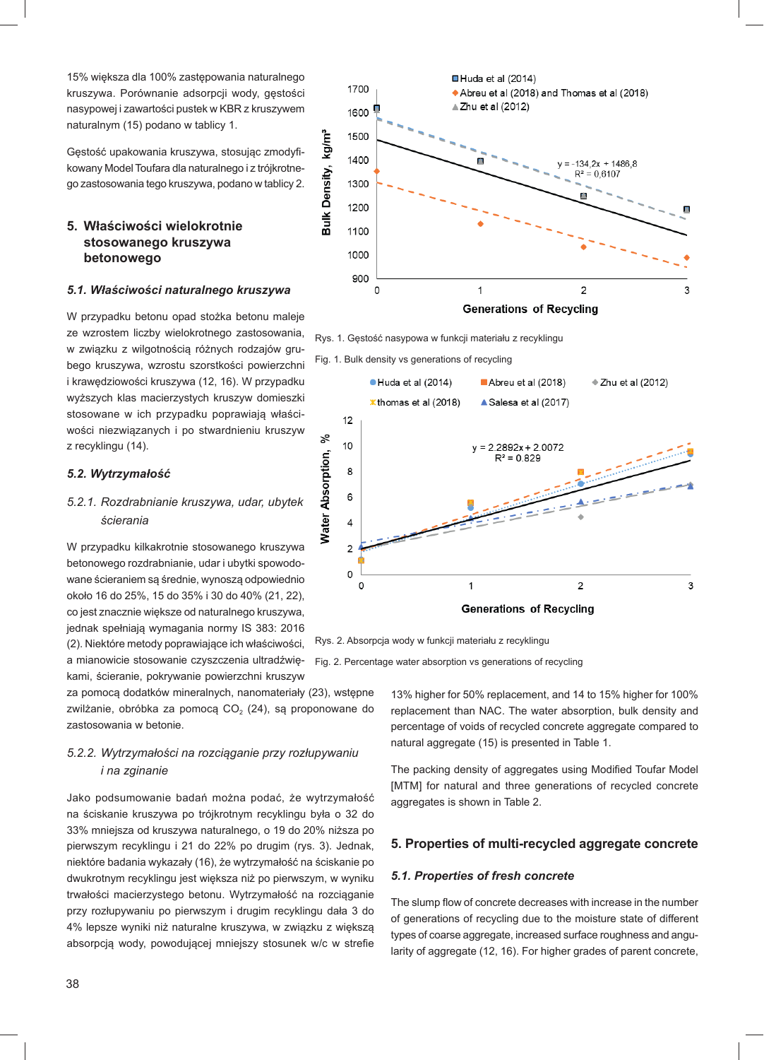15% większa dla 100% zastępowania naturalnego kruszywa. Porównanie adsorpcji wody, gęstości nasypowej i zawartości pustek w KBR z kruszywem naturalnym (15) podano w tablicy 1.

Gęstość upakowania kruszywa, stosując zmodyfikowany Model Toufara dla naturalnego i z trójkrotnego zastosowania tego kruszywa, podano w tablicy 2.

## 5. Właściwości wielokrotnie stosowanego kruszywa betonowego

### 5.1. Właściwości naturalnego kruszywa

W przypadku betonu opad stożka betonu maleje ze wzrostem liczby wielokrotnego zastosowania, w związku z wilgotnością różnych rodzajów grubego kruszywa, wzrostu szorstkości powierzchni i krawędziowości kruszywa (12, 16). W przypadku wyższych klas macierzystych kruszyw domieszki stosowane w ich przypadku poprawiają właściwości niezwiązanych i po stwardnieniu kruszyw z recyklingu (14).

### 5.2. Wytrzymałość

#### 5.2.1. Rozdrabnianie kruszywa, udar, ubytek ścierania

W przypadku kilkakrotnie stosowanego kruszywa betonowego rozdrabnianie, udar i ubytki spowodowane ścieraniem są średnie, wynoszą odpowiednio około 16 do 25%, 15 do 35% i 30 do 40% (21, 22), co jest znacznie większe od naturalnego kruszywa, jednak spełniają wymagania normy IS 383: 2016 (2). Niektóre metody poprawiające ich właściwości, a mianowicie stosowane czyszczenia ultradźwiękami, ścieranie, pokrywanie powierzchni kruszyw za pomocą dodatków mineralnych, nanomateriały (23), wstępne zwilżanie, obróbka za pomocą $CO_2$ (24), są proponowane do zastosowania w betonie.

#### 5.2.2. Wytrzymałości na rozciąganie przy rozłupywaniu i na zginanie

Jako podsumowanie badań można podać, że wytrzymałość na ściskanie kruszywa po trójkrotnym recyklingu była o 32 do 33% mniejsza od kruszywa naturalnego, o 19 do 20% niższa po pierwszym recyklingu i 21 do 22% po drugim (rys. 3). Jednak, niektóre badania wykazały (16), że wytrzymałość na ściskanie po dwukrotnym recyklingu jest większa niż po pierwszym, w wyniku trwałości macierzystego betonu. Wytrzymałość na rozciąganie przy rozłupywaniu po pierwszym i drugim recyklingu dała 3 do 4% lepsze wyniki niż naturalne kruszywa, w związku z większą absorpcją wody, powodującej mniejszy stosunek w/c w strefie

Rys. 1. Gęstość nasypowa w funkcji materiału z recyklingu

Fig. 1. Bulk density vs generations of recycling

Rys. 2. Absorpcja wody w funkcji materiału z recyklingu

Fig. 2. Percentage water absorption vs generations of recycling

13% higher for 50% replacement, and 14 to 15% higher for 100% replacement than NAC. The water absorption, bulk density and percentage of voids of recycled concrete aggregate compared to natural aggregate (15) is presented in Table 1.

The packing density of aggregates using Modified Toufar Model [MTM] for natural and three generations of recycled concrete aggregates is shown in Table 2.

## 5. Properties of multi-recycled aggregate concrete

### 5.1. Properties of fresh concrete

The slump flow of concrete decreases with increase in the number of generations of recycling due to the moisture state of different types of coarse aggregate, increased surface roughness and angularity of aggregate (12, 16). For higher grades of parent concrete,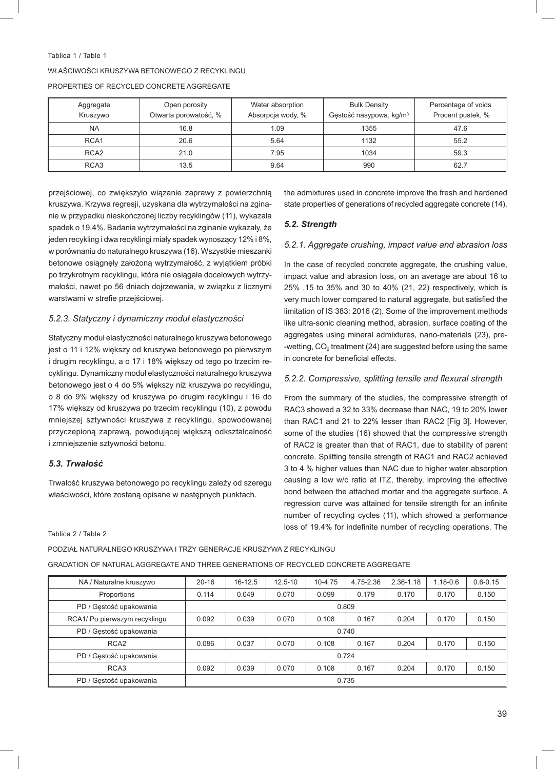Tablica 1 / Table 1

WŁAŚCIWOŚCI KRUSZYWA BETONOWEGO Z RECYKLINGU

PROPERTIES OF RECYCLED CONCRETE AGGREGATE

| Aggregate Kruszywo | Open porosity Otwarta porowatość, % | Water absorption Absorpcja wody, % | Bulk Density Gęstość nasypowa, kg/m³ | Percentage of voids Procent pustek, % |
|---|---|---|---|---|
| NA | 16.8 | 1.09 | 1355 | 47.6 |
| RCA1 | 20.6 | 5.64 | 1132 | 55.2 |
| RCA2 | 21.0 | 7.95 | 1034 | 59.3 |
| RCA3 | 13.5 | 9.64 | 990 | 62.7 |

przejściowej, co zwiększyło wiązanie zaprawy z powierzchnią kruszywa. Krzywa regresji, uzyskana dla wytrzymałości na zginanie w przypadku nieskończonej liczby recyklingów (11), wykazała spadek o 19,4%. Badania wytrzymałości na zginanie wykazały, że jeden recykling i dwa recyklingi miały spadek wynoszący 12% i 8%, w porównaniu do naturalnego kruszywa (16). Wszystkie mieszanki betonowe osiągnęły założoną wytrzymałość, z wyjątkiem próbki po trzykrotnym recyklingu, która nie osiągała docelowych wytrzymałości, nawet po 56 dniach dojrzewania, w związku z licznymi warstwami w strefie przejściowej.

### *5.2.3. Statyczny i dynamiczny moduł elastyczności*

Statyczny moduł elastyczności naturalnego kruszywa betonowego jest o 11 i 12% większy od kruszywa betonowego po pierwszym i drugim recyklingu, a o 17 i 18% większy od tego po trzecim recyklingu. Dynamiczny moduł elastyczności naturalnego kruszywa betonowego jest o 4 do 5% większy niż kruszywa po recyklingu, o 8 do 9% większy od kruszywa po drugim recyklingu i 16 do 17% większy od kruszywa po trzecim recyklingu (10), z powodu mniejszej sztywności kruszywa z recyklingu, spowodowanej przyczepioną zaprawą, powodującej większą odkształcalność i zmniejszenie sztywności betonu.

## *5.3. Trwałość*

Trwałość kruszywa betonowego po recyklingu zależy od szeregu właściwości, które zostaną opisane w następnych punktach.

the admixtures used in concrete improve the fresh and hardened state properties of generations of recycled aggregate concrete (14).

## *5.2. Strength*

### *5.2.1. Aggregate crushing, impact value and abrasion loss*

In the case of recycled concrete aggregate, the crushing value, impact value and abrasion loss, on an average are about 16 to 25% ,15 to 35% and 30 to 40% (21, 22) respectively, which is very much lower compared to natural aggregate, but satisfied the limitation of IS 383: 2016 (2). Some of the improvement methods like ultra-sonic cleaning method, abrasion, surface coating of the aggregates using mineral admixtures, nano-materials (23), pre--wetting, $CO_2$ treatment (24) are suggested before using the same in concrete for beneficial effects.

### *5.2.2. Compressive, splitting tensile and flexural strength*

From the summary of the studies, the compressive strength of RAC3 showed a 32 to 33% decrease than NAC, 19 to 20% lower than RAC1 and 21 to 22% lesser than RAC2 [Fig 3]. However, some of the studies (16) showed that the compressive strength of RAC2 is greater than that of RAC1, due to stability of parent concrete. Splitting tensile strength of RAC1 and RAC2 achieved 3 to 4 % higher values than NAC due to higher water absorption causing a low w/c ratio at ITZ, thereby, improving the effective bond between the attached mortar and the aggregate surface. A regression curve was attained for tensile strength for an infinite number of recycling cycles (11), which showed a performance loss of 19.4% for indefinite number of recycling operations. The

Tablica 2 / Table 2

PODZIAŁ NATURALNEGO KRUSZYWA I TRZY GENERACJE KRUSZYWA Z RECYKLINGU

GRADATION OF NATURAL AGGREGATE AND THREE GENERATIONS OF RECYCLED CONCRETE AGGREGATE

| NA / Naturalne kruszywo | 20-16 | 16-12.5 | 12.5-10 | 10-4.75 | 4.75-2.36 | 2.36-1.18 | 1.18-0.6 | 0.6-0.15 |
|---|---|---|---|---|---|---|---|---|
| Proportions | 0.114 | 0.049 | 0.070 | 0.099 | 0.179 | 0.170 | 0.170 | 0.150 |
| PD / Gęstość upakowania | 0.809 | | | | | | | |
| RCA1/ Po pierwszym recyklingu | 0.092 | 0.039 | 0.070 | 0.108 | 0.167 | 0.204 | 0.170 | 0.150 |
| PD / Gęstość upakowania | 0.740 | | | | | | | |
| RCA2 | 0.086 | 0.037 | 0.070 | 0.108 | 0.167 | 0.204 | 0.170 | 0.150 |
| PD / Gęstość upakowania | 0.724 | | | | | | | |
| RCA3 | 0.092 | 0.039 | 0.070 | 0.108 | 0.167 | 0.204 | 0.170 | 0.150 |
| PD / Gęstość upakowania | 0.735 | | | | | | | |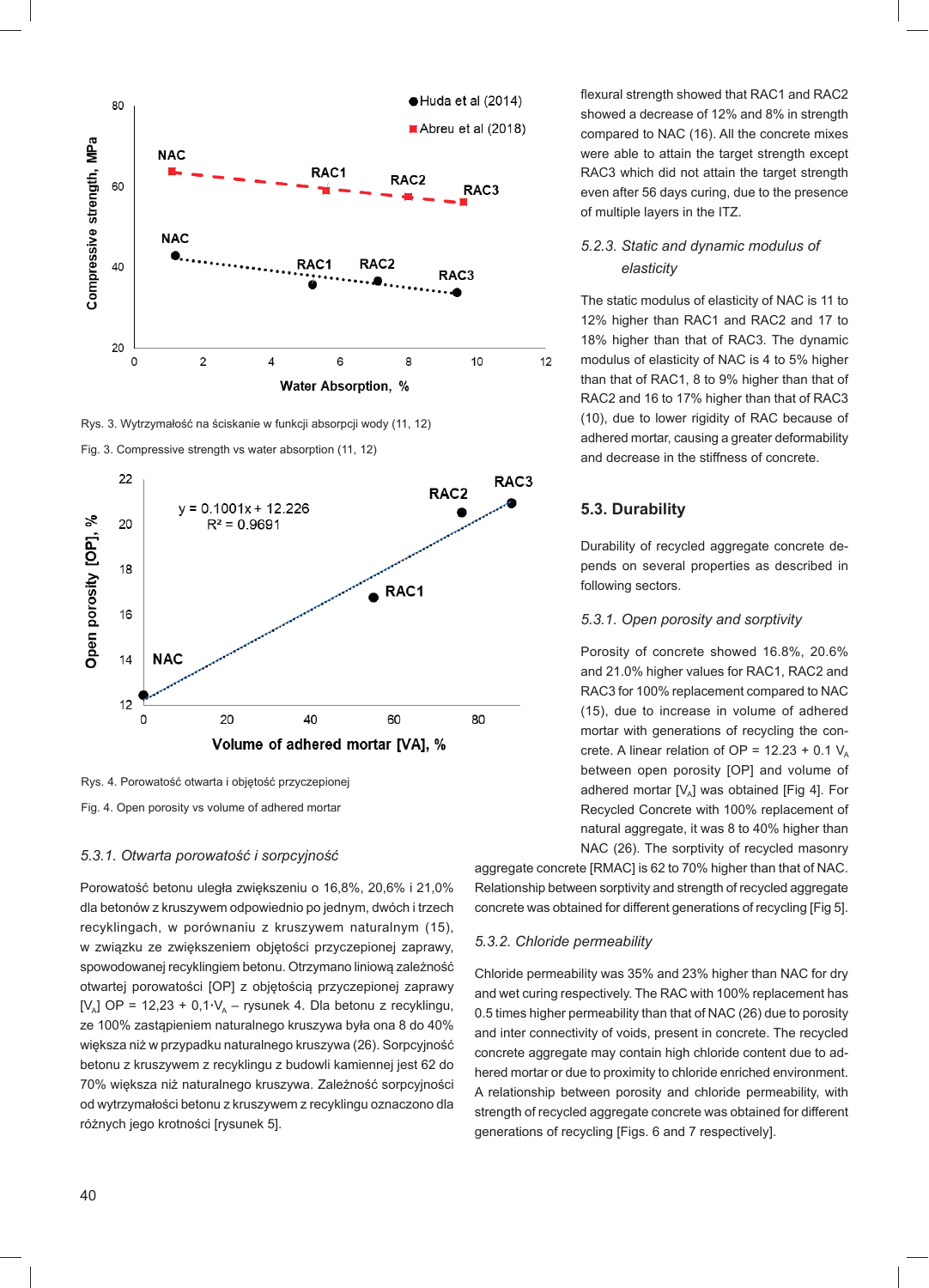Rys. 3. Wytrzymałość na ściskanie w funkcji absorpcji wody (11, 12)

Fig. 3. Compressive strength vs water absorption (11, 12)

Rys. 4. Porowatość otwarta i objętość przyczepionej

Fig. 4. Open porosity vs volume of adhered mortar

### 5.3.1. Otwarta porowatość i sorpcyjność

Porowatość betonu uległa zwiększeniu o 16,8%, 20,6% i 21,0% dla betonów z kruszywem odpowiednio po jednym, dwóch i trzech recyklingach, w porównaniu z kruszywem naturalnym (15), w związku ze zwiększeniem objętości przyczepionej zaprawy, spowodowanej recyklingiem betonu. Otrzymano liniową zależność otwartej porowatości [OP] z objętością przyczepionej zaprawy [$V_A$] OP = 12,23 + 0,1·$V_A$ – rysunek 4. Dla betonu z recyklingu, ze 100% zastąpieniem naturalnego kruszywa była ona 8 do 40% większa niż w przypadku naturalnego kruszywa (26). Sorpcyjność betonu z kruszywem z recyklingu z budowli kamiennej jest 62 do 70% większa niż naturalnego kruszywa. Zależność sorpcyjności od wytrzymałości betonu z kruszywem z recyklingu oznaczono dla różnych jego krotności [rysunek 5].

flexural strength showed that RAC1 and RAC2 showed a decrease of 12% and 8% in strength compared to NAC (16). All the concrete mixes were able to attain the target strength except RAC3 which did not attain the target strength even after 56 days curing, due to the presence of multiple layers in the ITZ.

### 5.2.3. Static and dynamic modulus of elasticity

The static modulus of elasticity of NAC is 11 to 12% higher than RAC1 and RAC2 and 17 to 18% higher than that of RAC3. The dynamic modulus of elasticity of NAC is 4 to 5% higher than that of RAC1, 8 to 9% higher than that of RAC2 and 16 to 17% higher than that of RAC3 (10), due to lower rigidity of RAC because of adhered mortar, causing a greater deformability and decrease in the stiffness of concrete.

## 5.3. Durability

Durability of recycled aggregate concrete depends on several properties as described in following sectors.

### 5.3.1. Open porosity and sorptivity

Porosity of concrete showed 16.8%, 20.6% and 21.0% higher values for RAC1, RAC2 and RAC3 for 100% replacement compared to NAC (15), due to increase in volume of adhered mortar with generations of recycling the concrete. A linear relation of OP = 12.23 + 0.1 $V_A$ between open porosity [OP] and volume of adhered mortar [$V_A$] was obtained [Fig 4]. For Recycled Concrete with 100% replacement of natural aggregate, it was 8 to 40% higher than NAC (26). The sorptivity of recycled masonry aggregate concrete [RMAC] is 62 to 70% higher than that of NAC. Relationship between sorptivity and strength of recycled aggregate concrete was obtained for different generations of recycling [Fig 5].

### 5.3.2. Chloride permeability

Chloride permeability was 35% and 23% higher than NAC for dry and wet curing respectively. The RAC with 100% replacement has 0.5 times higher permeability than that of NAC (26) due to porosity and inter connectivity of voids, present in concrete. The recycled concrete aggregate may contain high chloride content due to adhered mortar or due to proximity to chloride enriched environment. A relationship between porosity and chloride permeability, with strength of recycled aggregate concrete was obtained for different generations of recycling [Figs. 6 and 7 respectively].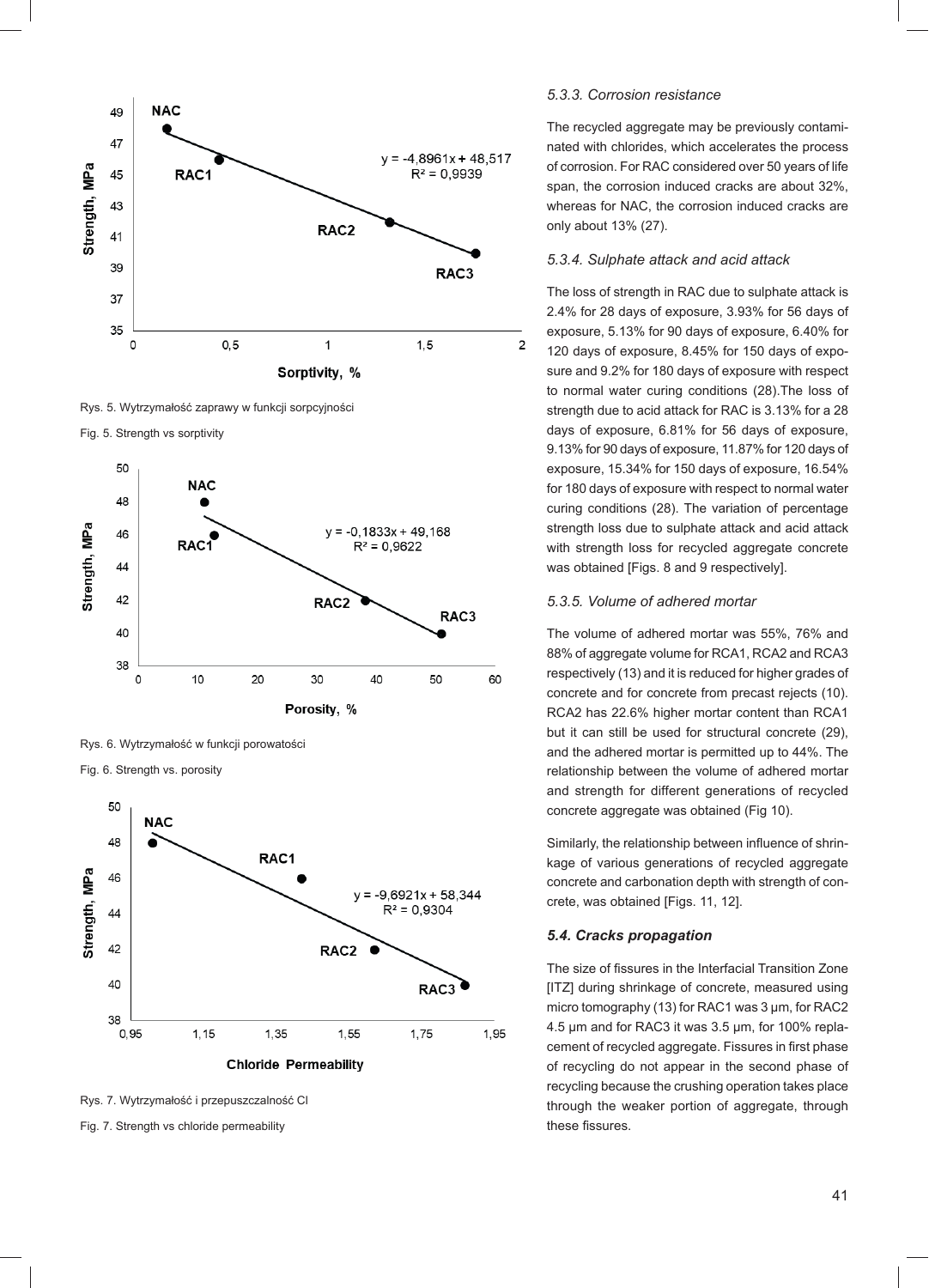Rys. 5. Wytrzymałość zaprawy w funkcji sorpcyjności

Fig. 5. Strength vs sorptivity

Rys. 6. Wytrzymałość w funkcji porowatości

Fig. 6. Strength vs. porosity

Rys. 7. Wytrzymałość i przepuszczalność Cl

Fig. 7. Strength vs chloride permeability

### *5.3.3. Corrosion resistance*

The recycled aggregate may be previously contaminated with chlorides, which accelerates the process of corrosion. For RAC considered over 50 years of life span, the corrosion induced cracks are about 32%, whereas for NAC, the corrosion induced cracks are only about 13% (27).

### *5.3.4. Sulphate attack and acid attack*

The loss of strength in RAC due to sulphate attack is 2.4% for 28 days of exposure, 3.93% for 56 days of exposure, 5.13% for 90 days of exposure, 6.40% for 120 days of exposure, 8.45% for 150 days of exposure and 9.2% for 180 days of exposure with respect to normal water curing conditions (28).The loss of strength due to acid attack for RAC is 3.13% for a 28 days of exposure, 6.81% for 56 days of exposure, 9.13% for 90 days of exposure, 11.87% for 120 days of exposure, 15.34% for 150 days of exposure, 16.54% for 180 days of exposure with respect to normal water curing conditions (28). The variation of percentage strength loss due to sulphate attack and acid attack with strength loss for recycled aggregate concrete was obtained [Figs. 8 and 9 respectively].

### *5.3.5. Volume of adhered mortar*

The volume of adhered mortar was 55%, 76% and 88% of aggregate volume for RCA1, RCA2 and RCA3 respectively (13) and it is reduced for higher grades of concrete and for concrete from precast rejects (10). RCA2 has 22.6% higher mortar content than RCA1 but it can still be used for structural concrete (29), and the adhered mortar is permitted up to 44%. The relationship between the volume of adhered mortar and strength for different generations of recycled concrete aggregate was obtained (Fig 10).

Similarly, the relationship between influence of shrinkage of various generations of recycled aggregate concrete and carbonation depth with strength of concrete, was obtained [Figs. 11, 12].

## *5.4. Cracks propagation*

The size of fissures in the Interfacial Transition Zone [ITZ] during shrinkage of concrete, measured using micro tomography (13) for RAC1 was 3 μm, for RAC2 4.5 μm and for RAC3 it was 3.5 μm, for 100% replacement of recycled aggregate. Fissures in first phase of recycling do not appear in the second phase of recycling because the crushing operation takes place through the weaker portion of aggregate, through these fissures.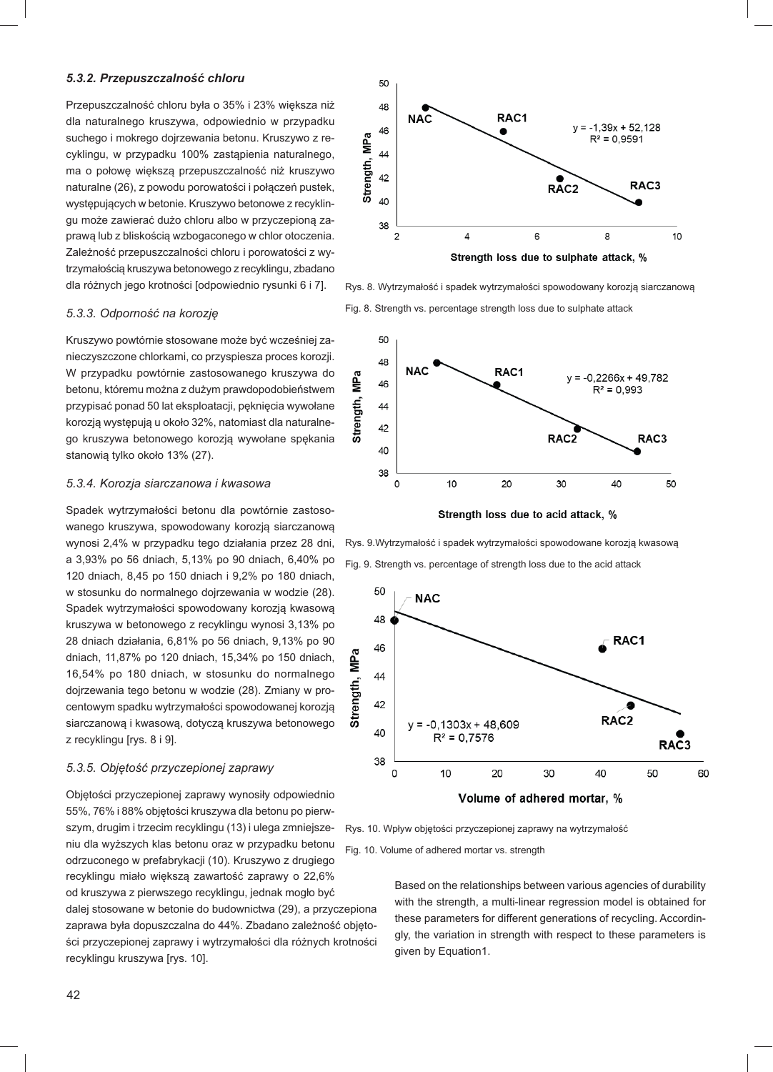### *5.3.2. Przepuszczalność chloru*

Przepuszczalność chloru była o 35% i 23% większa niż dla naturalnego kruszywa, odpowiednio w przypadku suchego i mokrego dojrzewania betonu. Kruszywo z recyklingu, w przypadku 100% zastąpienia naturalnego, ma o połowę większą przepuszczalność niż kruszywo naturalne (26), z powodu porowatości i połączeń pustek, występujących w betonie. Kruszywo betonowe z recyklingu może zawierać dużo chloru albo w przyczepioną zaprawą lub z bliskością wzbogaconego w chlor otoczenia. Zależność przepuszczalności chloru i porowatości z wytrzymałością kruszywa betonowego z recyklingu, zbadano dla różnych jego krotności [odpowiednio rysunki 6 i 7].

### *5.3.3. Odporność na korozję*

Kruszywo powtórnie stosowane może być wcześniej zanieczyszczone chlorkami, co przyspiesza proces korozji. W przypadku powtórnie zastosowanego kruszywa do betonu, któremu można z dużym prawdopodobieństwem przypisać ponad 50 lat eksploatacji, pęknięcia wywołane korozją występują u około 32%, natomiast dla naturalnego kruszywa betonowego korozją wywołane spękania stanowią tylko około 13% (27).

### *5.3.4. Korozja siarczanowa i kwasowa*

Spadek wytrzymałości betonu dla powtórnie zastosowanego kruszywa, spowodowany korozją siarczanową wynosi 2,4% w przypadku tego działania przez 28 dni, a 3,93% po 56 dniach, 5,13% po 90 dniach, 6,40% po 120 dniach, 8,45 po 150 dniach i 9,2% po 180 dniach, w stosunku do normalnego dojrzewania w wodzie (28). Spadek wytrzymałości spowodowany korozją kwasową kruszywa w betonowego z recyklingu wynosi 3,13% po 28 dniach działania, 6,81% po 56 dniach, 9,13% po 90 dniach, 11,87% po 120 dniach, 15,34% po 150 dniach, 16,54% po 180 dniach, w stosunku do normalnego dojrzewania tego betonu w wodzie (28). Zmiany w procentowym spadku wytrzymałości spowodowanej korozją siarczanową i kwasową, dotyczą kruszywa betonowego z recyklingu [rys. 8 i 9].

### *5.3.5. Objętość przyczepionej zaprawy*

Objętości przyczepionej zaprawy wynosiły odpowiednio 55%, 76% i 88% objętości kruszywa dla betonu po pierwszym, drugim i trzecim recyklingu (13) i ulega zmniejszeniu dla wyższych klas betonu oraz w przypadku betonu odrzuconego w prefabrykacji (10). Kruszywo z drugiego recyklingu miało większą zawartość zaprawy o 22,6% od kruszywa z pierwszego recyklingu, jednak mogło być dalej stosowane w betonie do budownictwa (29), a przyczepiona zaprawa była dopuszczalna do 44%. Zbadano zależność objętości przyczepionej zaprawy i wytrzymałości dla różnych krotności recyklingu kruszywa [rys. 10].

Rys. 8. Wytrzymałość i spadek wytrzymałości spowodowany korozją siarczanową

Fig. 8. Strength vs. percentage strength loss due to sulphate attack

Rys. 9.Wytrzymałość i spadek wytrzymałości spowodowane korozją kwasową

Fig. 9. Strength vs. percentage of strength loss due to the acid attack

Rys. 10. Wpływ objętości przyczepionej zaprawy na wytrzymałość

Fig. 10. Volume of adhered mortar vs. strength

Based on the relationships between various agencies of durability with the strength, a multi-linear regression model is obtained for these parameters for different generations of recycling. Accordingly, the variation in strength with respect to these parameters is given by Equation1.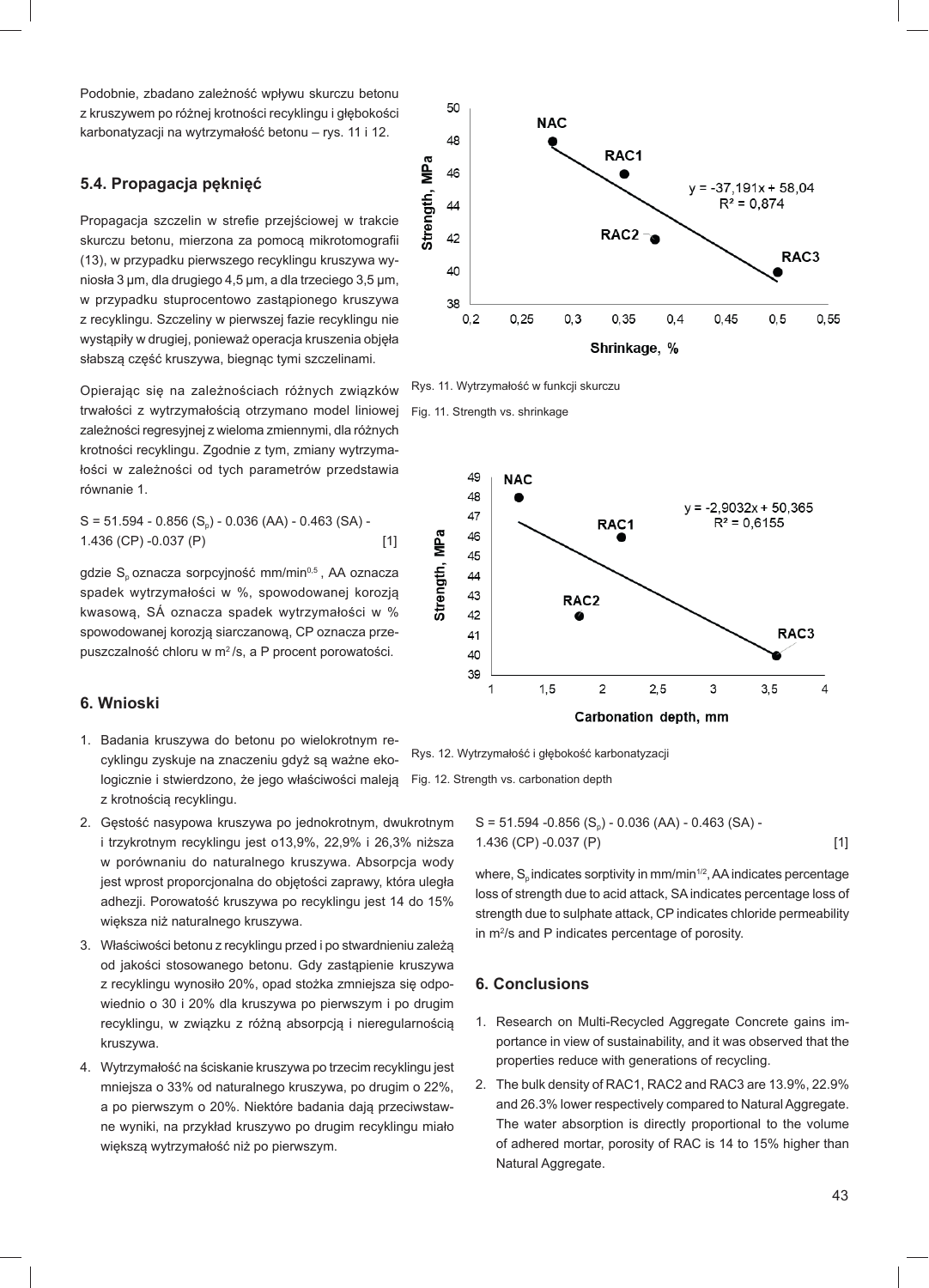Podobnie, zbadano zależność wpływu skurczu betonu z kruszywem po różnej krotności recyklingu i głębokości karbonatyzacji na wytrzymałość betonu – rys. 11 i 12.

## 5.4. Propagacja pęknięć

Propagacja szczelin w strefie przejściowej w trakcie skurczu betonu, mierzona za pomocą mikrotomografii (13), w przypadku pierwszego recyklingu kruszywa wynosiła 3 µm, dla drugiego 4,5 µm, a dla trzeciego 3,5 µm, w przypadku stuprocentowo zastąpionego kruszywa z recyklingu. Szczeliny w pierwszej fazie recyklingu nie wystąpiły w drugiej, ponieważ operacja kruszenia objęła słabszą część kruszywa, biegnąc tymi szczelinami.

Opierając się na zależnościach różnych związków trwałości z wytrzymałością otrzymano model liniowej zależności regresyjnej z wieloma zmiennymi, dla różnych krotności recyklingu. Zgodnie z tym, zmiany wytrzymałości w zależności od tych parametrów przedstawia równanie 1.

$$S = 51.594 - 0.856\,(S_p) - 0.036\,(AA) - 0.463\,(SA) - 1.436\,(CP) - 0.037\,(P) \quad [1]$$

gdzie $S_p$ oznacza sorpcyjność mm/min$^{0.5}$, AA oznacza spadek wytrzymałości w %, spowodowanej korozją kwasową, SÁ oznacza spadek wytrzymałości w % spowodowanej korozją siarczanową, CP oznacza przepuszczalność chloru w m$^2$/s, a P procent porowatości.

Rys. 11. Wytrzymałość w funkcji skurczu

Fig. 11. Strength vs. shrinkage

Rys. 12. Wytrzymałość i głębokość karbonatyzacji

Fig. 12. Strength vs. carbonation depth

## 6. Wnioski

1. Badania kruszywa do betonu po wielokrotnym recyklingu zyskuje na znaczeniu gdyż są ważne ekologicznie i stwierdzono, że jego właściwości maleją z krotnością recyklingu.
2. Gęstość nasypowa kruszywa po jednokrotnym, dwukrotnym i trzykrotnym recyklingu jest o13,9%, 22,9% i 26,3% niższa w porównaniu do naturalnego kruszywa. Absorpcja wody jest wprost proporcjonalna do objętości zaprawy, która uległa adhezji. Porowatość kruszywa po recyklingu jest 14 do 15% większa niż naturalnego kruszywa.
3. Właściwości betonu z recyklingu przed i po stwardnieniu zależą od jakości stosowanego betonu. Gdy zastąpienie kruszywa z recyklingu wynosiło 20%, opad stożka zmniejsza się odpowiednio o 30 i 20% dla kruszywa po pierwszym i po drugim recyklingu, w związku z różną absorpcją i nieregularnością kruszywa.
4. Wytrzymałość na ściskanie kruszywa po trzecim recyklingu jest mniejsza o 33% od naturalnego kruszywa, po drugim o 22%, a po pierwszym o 20%. Niektóre badania dają przeciwstawne wyniki, na przykład kruszywo po drugim recyklingu miało większą wytrzymałość niż po pierwszym.

$$S = 51.594 - 0.856\,(S_p) - 0.036\,(AA) - 0.463\,(SA) - 1.436\,(CP) - 0.037\,(P) \quad [1]$$

where, $S_p$ indicates sorptivity in mm/min$^{1/2}$, AA indicates percentage loss of strength due to acid attack, SA indicates percentage loss of strength due to sulphate attack, CP indicates chloride permeability in m$^2$/s and P indicates percentage of porosity.

## 6. Conclusions

1. Research on Multi-Recycled Aggregate Concrete gains importance in view of sustainability, and it was observed that the properties reduce with generations of recycling.
2. The bulk density of RAC1, RAC2 and RAC3 are 13.9%, 22.9% and 26.3% lower respectively compared to Natural Aggregate. The water absorption is directly proportional to the volume of adhered mortar, porosity of RAC is 14 to 15% higher than Natural Aggregate.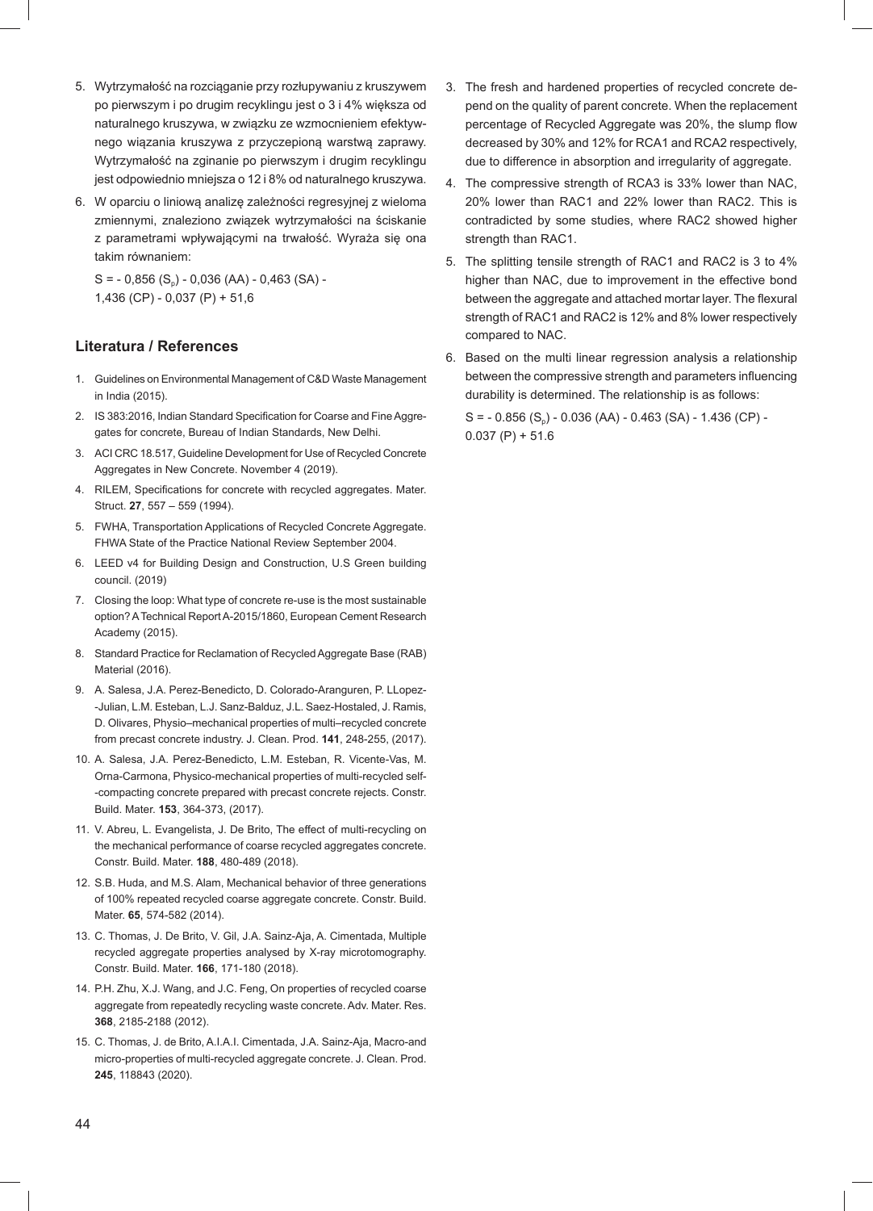5. Wytrzymałość na rozciąganie przy rozłupywaniu z kruszywem po pierwszym i po drugim recyklingu jest o 3 i 4% większa od naturalnego kruszywa, w związku ze wzmocnieniem efektywnego wiązania kruszywa z przyczepioną warstwą zaprawy. Wytrzymałość na zginanie po pierwszym i drugim recyklingu jest odpowiednio mniejsza o 12 i 8% od naturalnego kruszywa.
6. W oparciu o liniową analizę zależności regresyjnej z wieloma zmiennymi, znaleziono związek wytrzymałości na ściskanie z parametrami wpływającymi na trwałość. Wyraża się ona takim równaniem:

   $S = - 0{,}856\ (S_p) - 0{,}036\ (AA) - 0{,}463\ (SA) - 1{,}436\ (CP) - 0{,}037\ (P) + 51{,}6$

3. The fresh and hardened properties of recycled concrete depend on the quality of parent concrete. When the replacement percentage of Recycled Aggregate was 20%, the slump flow decreased by 30% and 12% for RCA1 and RCA2 respectively, due to difference in absorption and irregularity of aggregate.
4. The compressive strength of RCA3 is 33% lower than NAC, 20% lower than RAC1 and 22% lower than RAC2. This is contradicted by some studies, where RAC2 showed higher strength than RAC1.
5. The splitting tensile strength of RAC1 and RAC2 is 3 to 4% higher than NAC, due to improvement in the effective bond between the aggregate and attached mortar layer. The flexural strength of RAC1 and RAC2 is 12% and 8% lower respectively compared to NAC.
6. Based on the multi linear regression analysis a relationship between the compressive strength and parameters influencing durability is determined. The relationship is as follows:

   $S = - 0.856\ (S_p) - 0.036\ (AA) - 0.463\ (SA) - 1.436\ (CP) - 0.037\ (P) + 51.6$

## Literatura / References

1. Guidelines on Environmental Management of C&D Waste Management in India (2015).
2. IS 383:2016, Indian Standard Specification for Coarse and Fine Aggregates for concrete, Bureau of Indian Standards, New Delhi.
3. ACI CRC 18.517, Guideline Development for Use of Recycled Concrete Aggregates in New Concrete. November 4 (2019).
4. RILEM, Specifications for concrete with recycled aggregates. Mater. Struct. **27**, 557 – 559 (1994).
5. FWHA, Transportation Applications of Recycled Concrete Aggregate. FHWA State of the Practice National Review September 2004.
6. LEED v4 for Building Design and Construction, U.S Green building council. (2019)
7. Closing the loop: What type of concrete re-use is the most sustainable option? A Technical Report A-2015/1860, European Cement Research Academy (2015).
8. Standard Practice for Reclamation of Recycled Aggregate Base (RAB) Material (2016).
9. A. Salesa, J.A. Perez-Benedicto, D. Colorado-Aranguren, P. LLopez-Julian, L.M. Esteban, L.J. Sanz-Balduz, J.L. Saez-Hostaled, J. Ramis, D. Olivares, Physio–mechanical properties of multi–recycled concrete from precast concrete industry. J. Clean. Prod. **141**, 248-255, (2017).
10. A. Salesa, J.A. Perez-Benedicto, L.M. Esteban, R. Vicente-Vas, M. Orna-Carmona, Physico-mechanical properties of multi-recycled self-compacting concrete prepared with precast concrete rejects. Constr. Build. Mater. **153**, 364-373, (2017).
11. V. Abreu, L. Evangelista, J. De Brito, The effect of multi-recycling on the mechanical performance of coarse recycled aggregates concrete. Constr. Build. Mater. **188**, 480-489 (2018).
12. S.B. Huda, and M.S. Alam, Mechanical behavior of three generations of 100% repeated recycled coarse aggregate concrete. Constr. Build. Mater. **65**, 574-582 (2014).
13. C. Thomas, J. De Brito, V. Gil, J.A. Sainz-Aja, A. Cimentada, Multiple recycled aggregate properties analysed by X-ray microtomography. Constr. Build. Mater. **166**, 171-180 (2018).
14. P.H. Zhu, X.J. Wang, and J.C. Feng, On properties of recycled coarse aggregate from repeatedly recycling waste concrete. Adv. Mater. Res. **368**, 2185-2188 (2012).
15. C. Thomas, J. de Brito, A.I.A.I. Cimentada, J.A. Sainz-Aja, Macro-and micro-properties of multi-recycled aggregate concrete. J. Clean. Prod. **245**, 118843 (2020).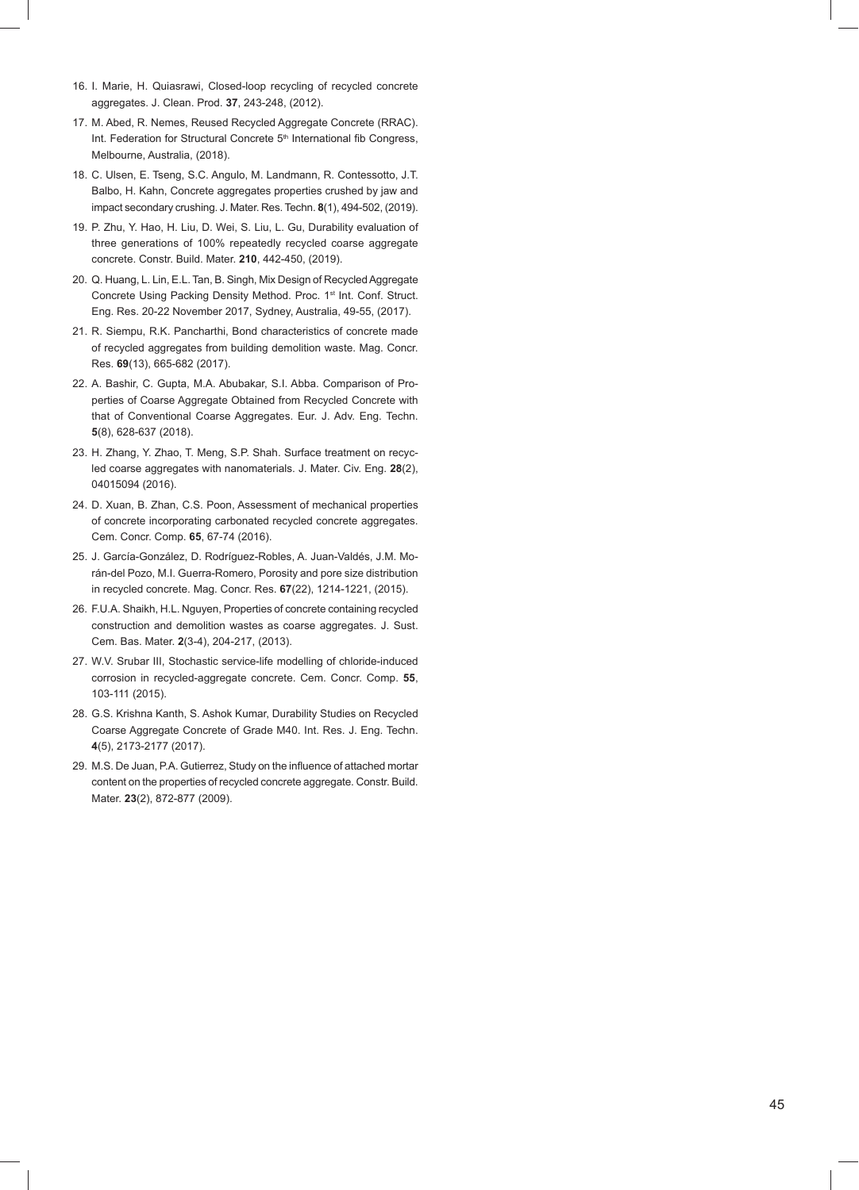16. I. Marie, H. Quiasrawi, Closed-loop recycling of recycled concrete aggregates. J. Clean. Prod. **37**, 243-248, (2012).
17. M. Abed, R. Nemes, Reused Recycled Aggregate Concrete (RRAC). Int. Federation for Structural Concrete 5th International fib Congress, Melbourne, Australia, (2018).
18. C. Ulsen, E. Tseng, S.C. Angulo, M. Landmann, R. Contessotto, J.T. Balbo, H. Kahn, Concrete aggregates properties crushed by jaw and impact secondary crushing. J. Mater. Res. Techn. **8**(1), 494-502, (2019).
19. P. Zhu, Y. Hao, H. Liu, D. Wei, S. Liu, L. Gu, Durability evaluation of three generations of 100% repeatedly recycled coarse aggregate concrete. Constr. Build. Mater. **210**, 442-450, (2019).
20. Q. Huang, L. Lin, E.L. Tan, B. Singh, Mix Design of Recycled Aggregate Concrete Using Packing Density Method. Proc. 1st Int. Conf. Struct. Eng. Res. 20-22 November 2017, Sydney, Australia, 49-55, (2017).
21. R. Siempu, R.K. Pancharthi, Bond characteristics of concrete made of recycled aggregates from building demolition waste. Mag. Concr. Res. **69**(13), 665-682 (2017).
22. A. Bashir, C. Gupta, M.A. Abubakar, S.I. Abba. Comparison of Properties of Coarse Aggregate Obtained from Recycled Concrete with that of Conventional Coarse Aggregates. Eur. J. Adv. Eng. Techn. **5**(8), 628-637 (2018).
23. H. Zhang, Y. Zhao, T. Meng, S.P. Shah. Surface treatment on recycled coarse aggregates with nanomaterials. J. Mater. Civ. Eng. **28**(2), 04015094 (2016).
24. D. Xuan, B. Zhan, C.S. Poon, Assessment of mechanical properties of concrete incorporating carbonated recycled concrete aggregates. Cem. Concr. Comp. **65**, 67-74 (2016).
25. J. García-González, D. Rodríguez-Robles, A. Juan-Valdés, J.M. Morán-del Pozo, M.I. Guerra-Romero, Porosity and pore size distribution in recycled concrete. Mag. Concr. Res. **67**(22), 1214-1221, (2015).
26. F.U.A. Shaikh, H.L. Nguyen, Properties of concrete containing recycled construction and demolition wastes as coarse aggregates. J. Sust. Cem. Bas. Mater. **2**(3-4), 204-217, (2013).
27. W.V. Srubar III, Stochastic service-life modelling of chloride-induced corrosion in recycled-aggregate concrete. Cem. Concr. Comp. **55**, 103-111 (2015).
28. G.S. Krishna Kanth, S. Ashok Kumar, Durability Studies on Recycled Coarse Aggregate Concrete of Grade M40. Int. Res. J. Eng. Techn. **4**(5), 2173-2177 (2017).
29. M.S. De Juan, P.A. Gutierrez, Study on the influence of attached mortar content on the properties of recycled concrete aggregate. Constr. Build. Mater. **23**(2), 872-877 (2009).